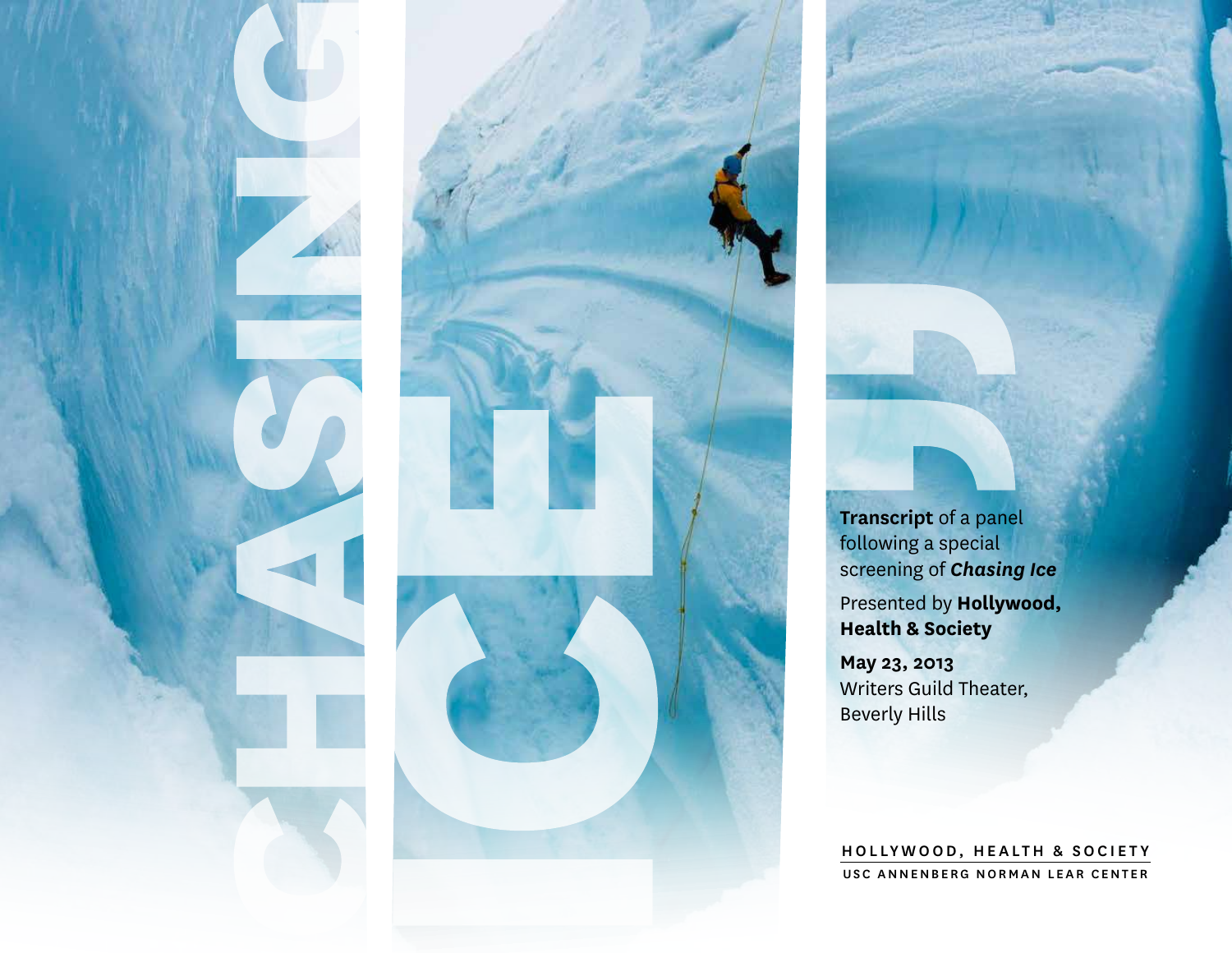# CHASING ICE

**Transcript** of a panel following a special screening of ***Chasing Ice***

Presented by **Hollywood, Health & Society**

**May 23, 2013**
Writers Guild Theater, Beverly Hills

HOLLYWOOD, HEALTH & SOCIETY
USC ANNENBERG NORMAN LEAR CENTER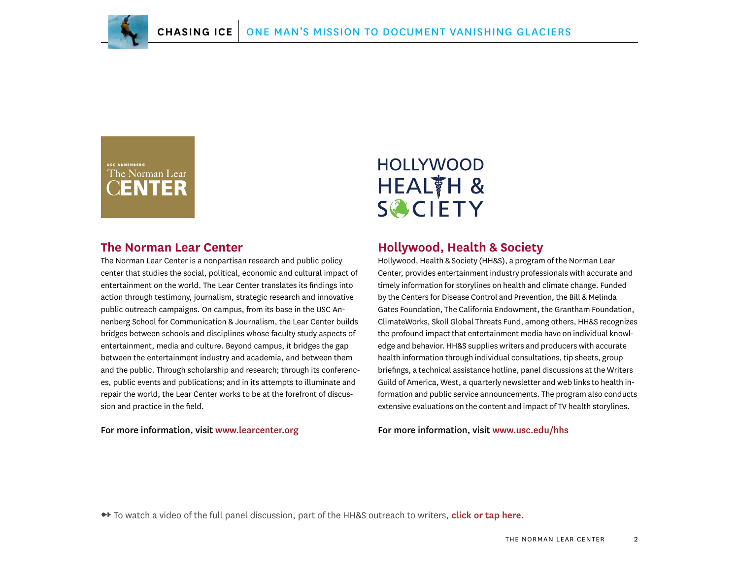## The Norman Lear Center

The Norman Lear Center is a nonpartisan research and public policy center that studies the social, political, economic and cultural impact of entertainment on the world. The Lear Center translates its findings into action through testimony, journalism, strategic research and innovative public outreach campaigns. On campus, from its base in the USC Annenberg School for Communication & Journalism, the Lear Center builds bridges between schools and disciplines whose faculty study aspects of entertainment, media and culture. Beyond campus, it bridges the gap between the entertainment industry and academia, and between them and the public. Through scholarship and research; through its conferences, public events and publications; and in its attempts to illuminate and repair the world, the Lear Center works to be at the forefront of discussion and practice in the field.

**For more information, visit www.learcenter.org**

## Hollywood, Health & Society

Hollywood, Health & Society (HH&S), a program of the Norman Lear Center, provides entertainment industry professionals with accurate and timely information for storylines on health and climate change. Funded by the Centers for Disease Control and Prevention, the Bill & Melinda Gates Foundation, The California Endowment, the Grantham Foundation, ClimateWorks, Skoll Global Threats Fund, among others, HH&S recognizes the profound impact that entertainment media have on individual knowledge and behavior. HH&S supplies writers and producers with accurate health information through individual consultations, tip sheets, group briefings, a technical assistance hotline, panel discussions at the Writers Guild of America, West, a quarterly newsletter and web links to health information and public service announcements. The program also conducts extensive evaluations on the content and impact of TV health storylines.

**For more information, visit www.usc.edu/hhs**

To watch a video of the full panel discussion, part of the HH&S outreach to writers, **click or tap here.**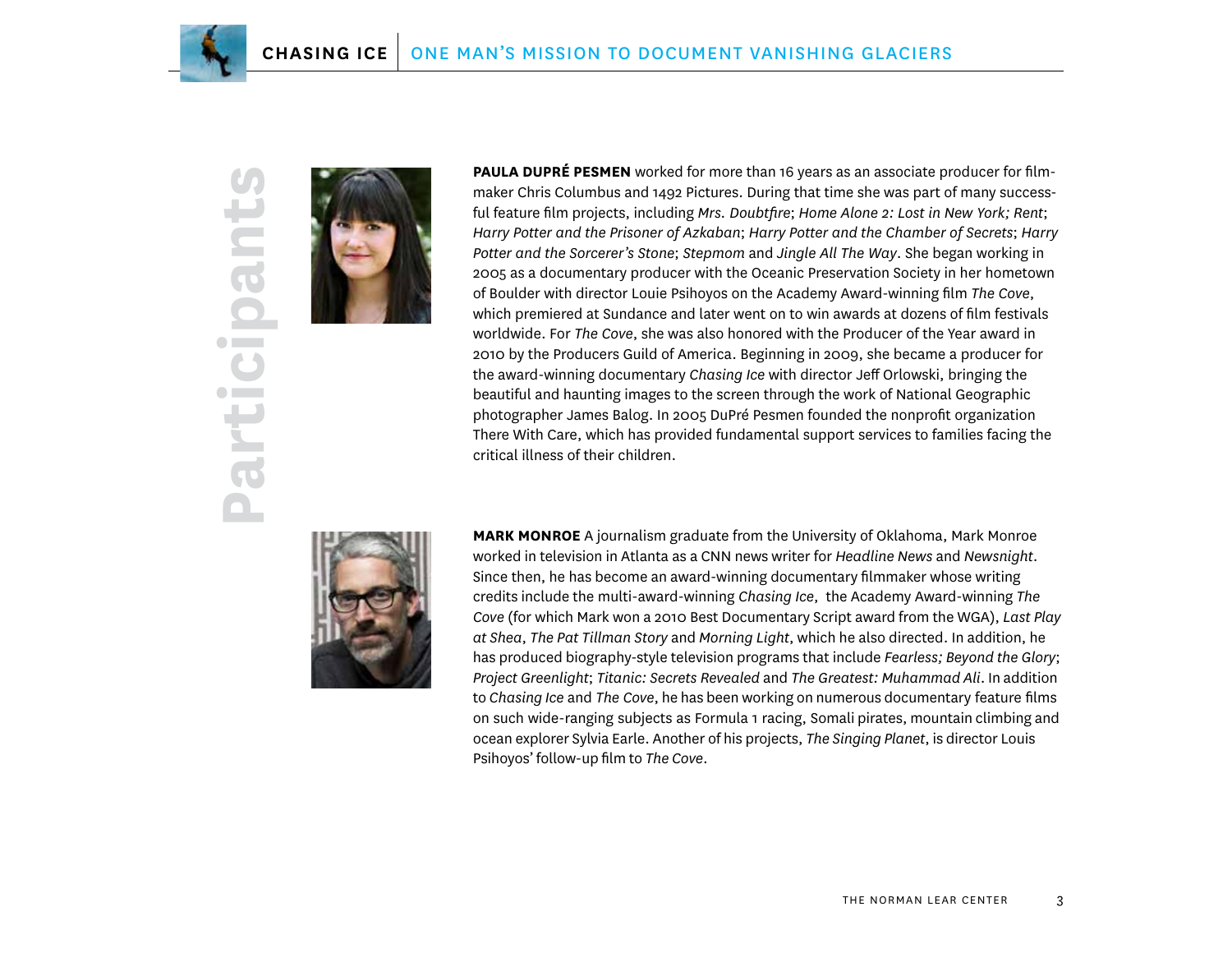# Participants

**PAULA DUPRÉ PESMEN** worked for more than 16 years as an associate producer for filmmaker Chris Columbus and 1492 Pictures. During that time she was part of many successful feature film projects, including *Mrs. Doubtfire*; *Home Alone 2: Lost in New York; Rent*; *Harry Potter and the Prisoner of Azkaban*; *Harry Potter and the Chamber of Secrets*; *Harry Potter and the Sorcerer's Stone*; *Stepmom* and *Jingle All The Way*. She began working in 2005 as a documentary producer with the Oceanic Preservation Society in her hometown of Boulder with director Louie Psihoyos on the Academy Award-winning film *The Cove*, which premiered at Sundance and later went on to win awards at dozens of film festivals worldwide. For *The Cove*, she was also honored with the Producer of the Year award in 2010 by the Producers Guild of America. Beginning in 2009, she became a producer for the award-winning documentary *Chasing Ice* with director Jeff Orlowski, bringing the beautiful and haunting images to the screen through the work of National Geographic photographer James Balog. In 2005 DuPré Pesmen founded the nonprofit organization There With Care, which has provided fundamental support services to families facing the critical illness of their children.

**MARK MONROE** A journalism graduate from the University of Oklahoma, Mark Monroe worked in television in Atlanta as a CNN news writer for *Headline News* and *Newsnight*. Since then, he has become an award-winning documentary filmmaker whose writing credits include the multi-award-winning *Chasing Ice*, the Academy Award-winning *The Cove* (for which Mark won a 2010 Best Documentary Script award from the WGA), *Last Play at Shea*, *The Pat Tillman Story* and *Morning Light*, which he also directed. In addition, he has produced biography-style television programs that include *Fearless; Beyond the Glory*; *Project Greenlight*; *Titanic: Secrets Revealed* and *The Greatest: Muhammad Ali*. In addition to *Chasing Ice* and *The Cove*, he has been working on numerous documentary feature films on such wide-ranging subjects as Formula 1 racing, Somali pirates, mountain climbing and ocean explorer Sylvia Earle. Another of his projects, *The Singing Planet*, is director Louis Psihoyos' follow-up film to *The Cove*.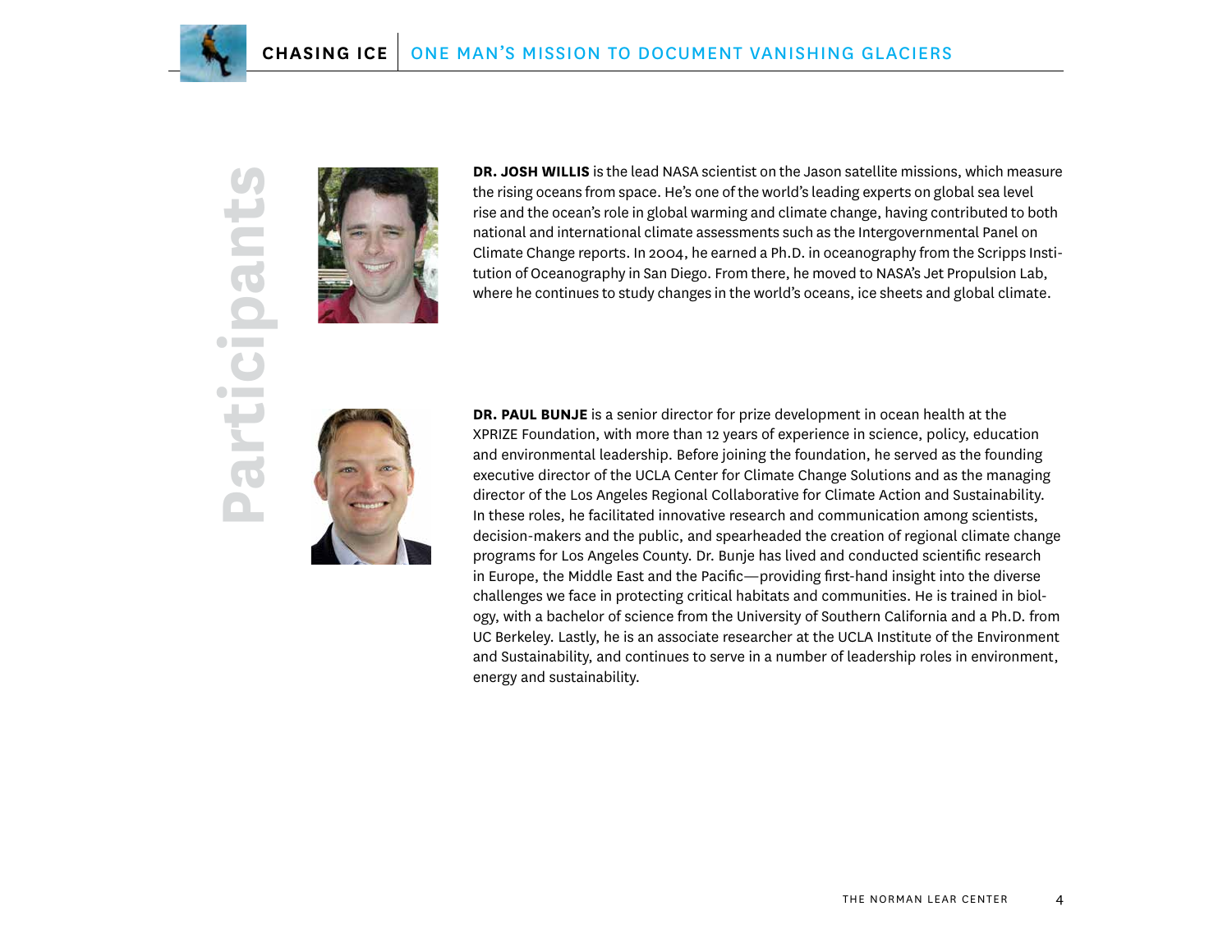# Participants

**DR. JOSH WILLIS** is the lead NASA scientist on the Jason satellite missions, which measure the rising oceans from space. He's one of the world's leading experts on global sea level rise and the ocean's role in global warming and climate change, having contributed to both national and international climate assessments such as the Intergovernmental Panel on Climate Change reports. In 2004, he earned a Ph.D. in oceanography from the Scripps Institution of Oceanography in San Diego. From there, he moved to NASA's Jet Propulsion Lab, where he continues to study changes in the world's oceans, ice sheets and global climate.

**DR. PAUL BUNJE** is a senior director for prize development in ocean health at the XPRIZE Foundation, with more than 12 years of experience in science, policy, education and environmental leadership. Before joining the foundation, he served as the founding executive director of the UCLA Center for Climate Change Solutions and as the managing director of the Los Angeles Regional Collaborative for Climate Action and Sustainability. In these roles, he facilitated innovative research and communication among scientists, decision-makers and the public, and spearheaded the creation of regional climate change programs for Los Angeles County. Dr. Bunje has lived and conducted scientific research in Europe, the Middle East and the Pacific—providing first-hand insight into the diverse challenges we face in protecting critical habitats and communities. He is trained in biology, with a bachelor of science from the University of Southern California and a Ph.D. from UC Berkeley. Lastly, he is an associate researcher at the UCLA Institute of the Environment and Sustainability, and continues to serve in a number of leadership roles in environment, energy and sustainability.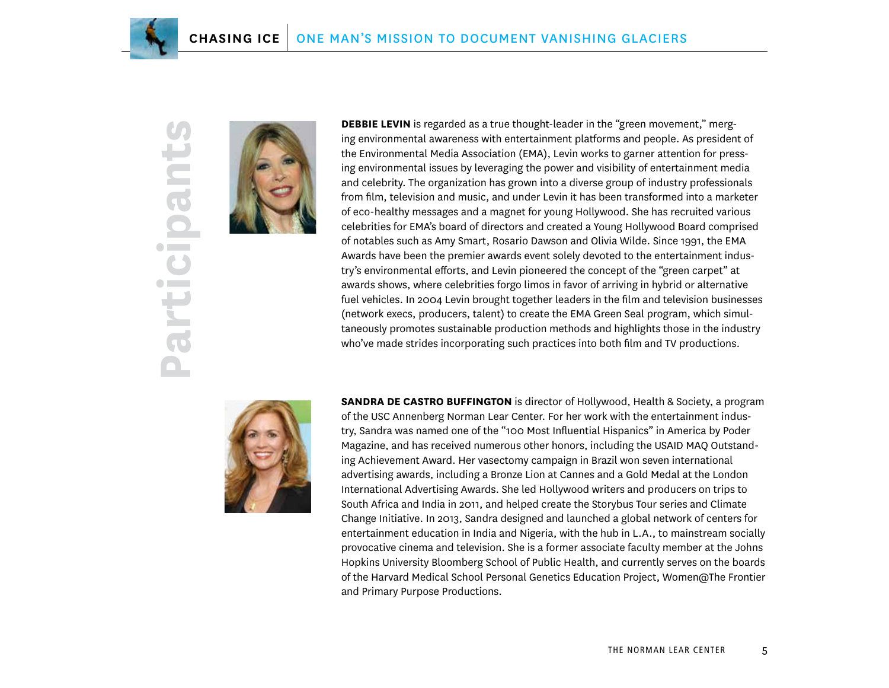# Participants

**DEBBIE LEVIN** is regarded as a true thought-leader in the "green movement," merging environmental awareness with entertainment platforms and people. As president of the Environmental Media Association (EMA), Levin works to garner attention for pressing environmental issues by leveraging the power and visibility of entertainment media and celebrity. The organization has grown into a diverse group of industry professionals from film, television and music, and under Levin it has been transformed into a marketer of eco-healthy messages and a magnet for young Hollywood. She has recruited various celebrities for EMA's board of directors and created a Young Hollywood Board comprised of notables such as Amy Smart, Rosario Dawson and Olivia Wilde. Since 1991, the EMA Awards have been the premier awards event solely devoted to the entertainment industry's environmental efforts, and Levin pioneered the concept of the "green carpet" at awards shows, where celebrities forgo limos in favor of arriving in hybrid or alternative fuel vehicles. In 2004 Levin brought together leaders in the film and television businesses (network execs, producers, talent) to create the EMA Green Seal program, which simultaneously promotes sustainable production methods and highlights those in the industry who've made strides incorporating such practices into both film and TV productions.

**SANDRA DE CASTRO BUFFINGTON** is director of Hollywood, Health & Society, a program of the USC Annenberg Norman Lear Center. For her work with the entertainment industry, Sandra was named one of the "100 Most Influential Hispanics" in America by Poder Magazine, and has received numerous other honors, including the USAID MAQ Outstanding Achievement Award. Her vasectomy campaign in Brazil won seven international advertising awards, including a Bronze Lion at Cannes and a Gold Medal at the London International Advertising Awards. She led Hollywood writers and producers on trips to South Africa and India in 2011, and helped create the Storybus Tour series and Climate Change Initiative. In 2013, Sandra designed and launched a global network of centers for entertainment education in India and Nigeria, with the hub in L.A., to mainstream socially provocative cinema and television. She is a former associate faculty member at the Johns Hopkins University Bloomberg School of Public Health, and currently serves on the boards of the Harvard Medical School Personal Genetics Education Project, Women@The Frontier and Primary Purpose Productions.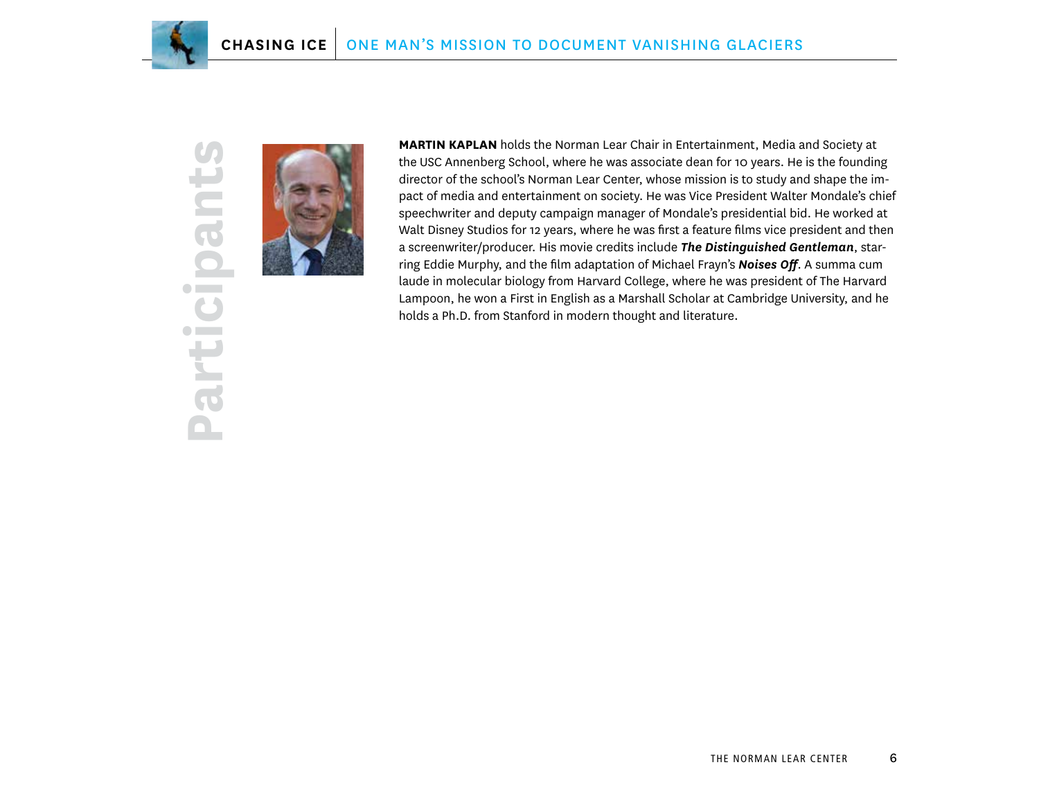# Participants

**MARTIN KAPLAN** holds the Norman Lear Chair in Entertainment, Media and Society at the USC Annenberg School, where he was associate dean for 10 years. He is the founding director of the school's Norman Lear Center, whose mission is to study and shape the impact of media and entertainment on society. He was Vice President Walter Mondale's chief speechwriter and deputy campaign manager of Mondale's presidential bid. He worked at Walt Disney Studios for 12 years, where he was first a feature films vice president and then a screenwriter/producer. His movie credits include ***The Distinguished Gentleman***, starring Eddie Murphy, and the film adaptation of Michael Frayn's ***Noises Off***. A summa cum laude in molecular biology from Harvard College, where he was president of The Harvard Lampoon, he won a First in English as a Marshall Scholar at Cambridge University, and he holds a Ph.D. from Stanford in modern thought and literature.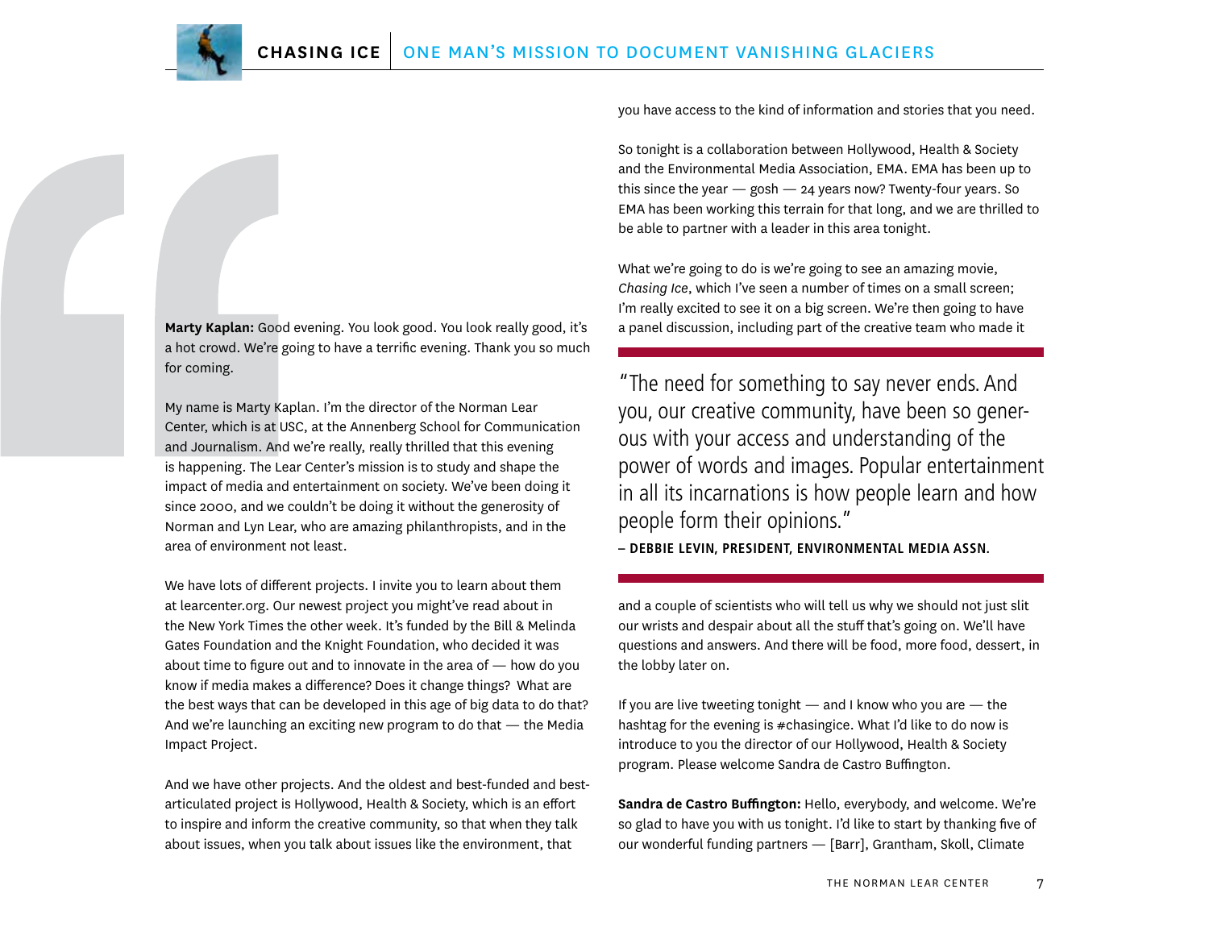**Marty Kaplan:** Good evening. You look good. You look really good, it's a hot crowd. We're going to have a terrific evening. Thank you so much for coming.

My name is Marty Kaplan. I'm the director of the Norman Lear Center, which is at USC, at the Annenberg School for Communication and Journalism. And we're really, really thrilled that this evening is happening. The Lear Center's mission is to study and shape the impact of media and entertainment on society. We've been doing it since 2000, and we couldn't be doing it without the generosity of Norman and Lyn Lear, who are amazing philanthropists, and in the area of environment not least.

We have lots of different projects. I invite you to learn about them at learcenter.org. Our newest project you might've read about in the New York Times the other week. It's funded by the Bill & Melinda Gates Foundation and the Knight Foundation, who decided it was about time to figure out and to innovate in the area of — how do you know if media makes a difference? Does it change things? What are the best ways that can be developed in this age of big data to do that? And we're launching an exciting new program to do that — the Media Impact Project.

And we have other projects. And the oldest and best-funded and best-articulated project is Hollywood, Health & Society, which is an effort to inspire and inform the creative community, so that when they talk about issues, when you talk about issues like the environment, that you have access to the kind of information and stories that you need.

So tonight is a collaboration between Hollywood, Health & Society and the Environmental Media Association, EMA. EMA has been up to this since the year — gosh — 24 years now? Twenty-four years. So EMA has been working this terrain for that long, and we are thrilled to be able to partner with a leader in this area tonight.

What we're going to do is we're going to see an amazing movie, *Chasing Ice*, which I've seen a number of times on a small screen; I'm really excited to see it on a big screen. We're then going to have a panel discussion, including part of the creative team who made it and a couple of scientists who will tell us why we should not just slit our wrists and despair about all the stuff that's going on. We'll have questions and answers. And there will be food, more food, dessert, in the lobby later on.

> "The need for something to say never ends. And you, our creative community, have been so generous with your access and understanding of the power of words and images. Popular entertainment in all its incarnations is how people learn and how people form their opinions."
>
> **– DEBBIE LEVIN, PRESIDENT, ENVIRONMENTAL MEDIA ASSN.**

If you are live tweeting tonight — and I know who you are — the hashtag for the evening is #chasingice. What I'd like to do now is introduce to you the director of our Hollywood, Health & Society program. Please welcome Sandra de Castro Buffington.

**Sandra de Castro Buffington:** Hello, everybody, and welcome. We're so glad to have you with us tonight. I'd like to start by thanking five of our wonderful funding partners — [Barr], Grantham, Skoll, Climate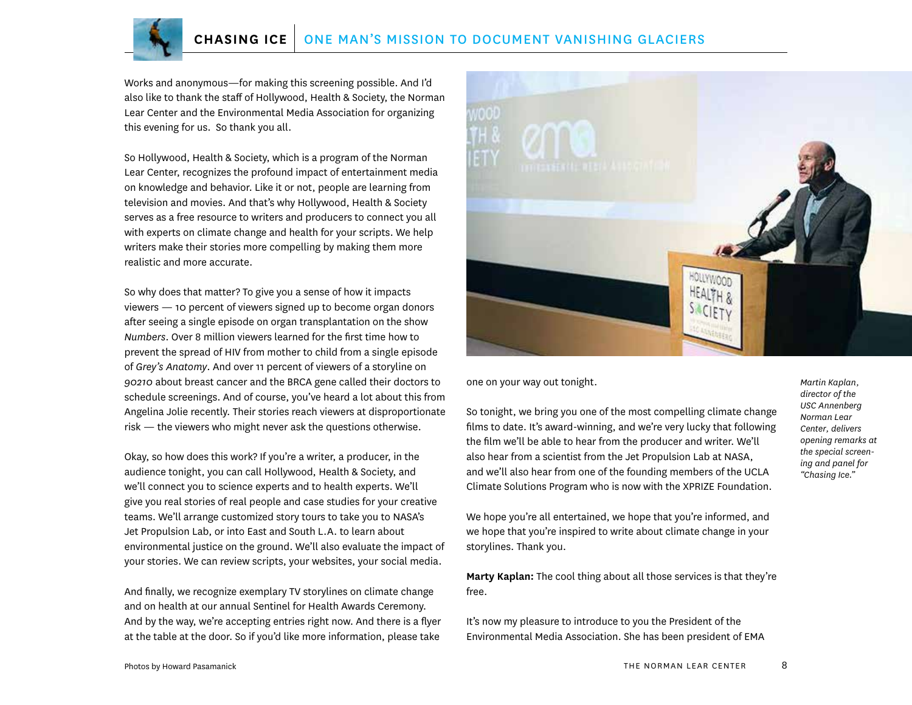Works and anonymous—for making this screening possible. And I'd also like to thank the staff of Hollywood, Health & Society, the Norman Lear Center and the Environmental Media Association for organizing this evening for us. So thank you all.

So Hollywood, Health & Society, which is a program of the Norman Lear Center, recognizes the profound impact of entertainment media on knowledge and behavior. Like it or not, people are learning from television and movies. And that's why Hollywood, Health & Society serves as a free resource to writers and producers to connect you all with experts on climate change and health for your scripts. We help writers make their stories more compelling by making them more realistic and more accurate.

So why does that matter? To give you a sense of how it impacts viewers — 10 percent of viewers signed up to become organ donors after seeing a single episode on organ transplantation on the show *Numbers*. Over 8 million viewers learned for the first time how to prevent the spread of HIV from mother to child from a single episode of *Grey's Anatomy*. And over 11 percent of viewers of a storyline on *90210* about breast cancer and the BRCA gene called their doctors to schedule screenings. And of course, you've heard a lot about this from Angelina Jolie recently. Their stories reach viewers at disproportionate risk — the viewers who might never ask the questions otherwise.

Okay, so how does this work? If you're a writer, a producer, in the audience tonight, you can call Hollywood, Health & Society, and we'll connect you to science experts and to health experts. We'll give you real stories of real people and case studies for your creative teams. We'll arrange customized story tours to take you to NASA's Jet Propulsion Lab, or into East and South L.A. to learn about environmental justice on the ground. We'll also evaluate the impact of your stories. We can review scripts, your websites, your social media.

And finally, we recognize exemplary TV storylines on climate change and on health at our annual Sentinel for Health Awards Ceremony. And by the way, we're accepting entries right now. And there is a flyer at the table at the door. So if you'd like more information, please take one on your way out tonight.

*Martin Kaplan, director of the USC Annenberg Norman Lear Center, delivers opening remarks at the special screening and panel for "Chasing Ice."*

So tonight, we bring you one of the most compelling climate change films to date. It's award-winning, and we're very lucky that following the film we'll be able to hear from the producer and writer. We'll also hear from a scientist from the Jet Propulsion Lab at NASA, and we'll also hear from one of the founding members of the UCLA Climate Solutions Program who is now with the XPRIZE Foundation.

We hope you're all entertained, we hope that you're informed, and we hope that you're inspired to write about climate change in your storylines. Thank you.

**Marty Kaplan:** The cool thing about all those services is that they're free.

It's now my pleasure to introduce to you the President of the Environmental Media Association. She has been president of EMA

Photos by Howard Pasamanick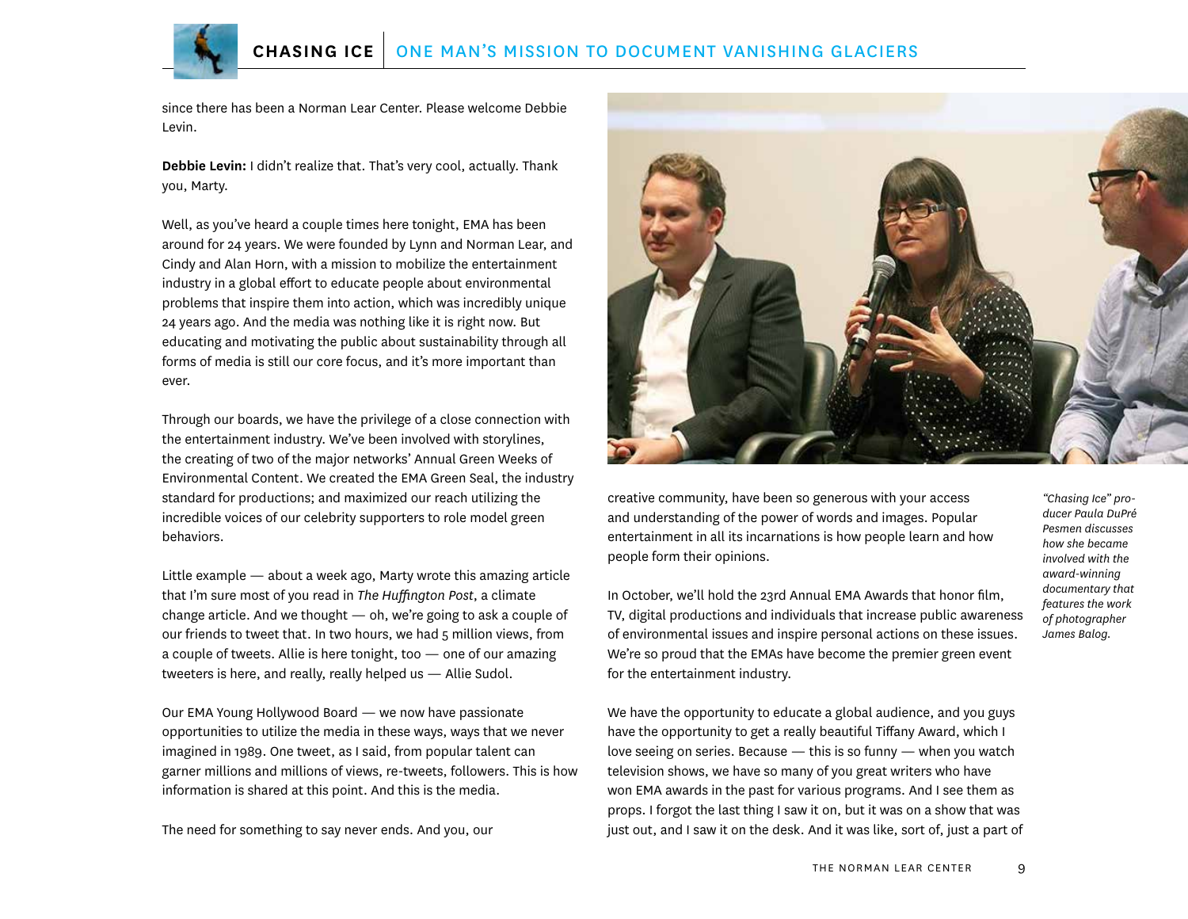since there has been a Norman Lear Center. Please welcome Debbie Levin.

**Debbie Levin:** I didn't realize that. That's very cool, actually. Thank you, Marty.

Well, as you've heard a couple times here tonight, EMA has been around for 24 years. We were founded by Lynn and Norman Lear, and Cindy and Alan Horn, with a mission to mobilize the entertainment industry in a global effort to educate people about environmental problems that inspire them into action, which was incredibly unique 24 years ago. And the media was nothing like it is right now. But educating and motivating the public about sustainability through all forms of media is still our core focus, and it's more important than ever.

Through our boards, we have the privilege of a close connection with the entertainment industry. We've been involved with storylines, the creating of two of the major networks' Annual Green Weeks of Environmental Content. We created the EMA Green Seal, the industry standard for productions; and maximized our reach utilizing the incredible voices of our celebrity supporters to role model green behaviors.

Little example — about a week ago, Marty wrote this amazing article that I'm sure most of you read in *The Huffington Post*, a climate change article. And we thought — oh, we're going to ask a couple of our friends to tweet that. In two hours, we had 5 million views, from a couple of tweets. Allie is here tonight, too — one of our amazing tweeters is here, and really, really helped us — Allie Sudol.

Our EMA Young Hollywood Board — we now have passionate opportunities to utilize the media in these ways, ways that we never imagined in 1989. One tweet, as I said, from popular talent can garner millions and millions of views, re-tweets, followers. This is how information is shared at this point. And this is the media.

The need for something to say never ends. And you, our creative community, have been so generous with your access and understanding of the power of words and images. Popular entertainment in all its incarnations is how people learn and how people form their opinions.

*"Chasing Ice" producer Paula DuPré Pesmen discusses how she became involved with the award-winning documentary that features the work of photographer James Balog.*

In October, we'll hold the 23rd Annual EMA Awards that honor film, TV, digital productions and individuals that increase public awareness of environmental issues and inspire personal actions on these issues. We're so proud that the EMAs have become the premier green event for the entertainment industry.

We have the opportunity to educate a global audience, and you guys have the opportunity to get a really beautiful Tiffany Award, which I love seeing on series. Because — this is so funny — when you watch television shows, we have so many of you great writers who have won EMA awards in the past for various programs. And I see them as props. I forgot the last thing I saw it on, but it was on a show that was just out, and I saw it on the desk. And it was like, sort of, just a part of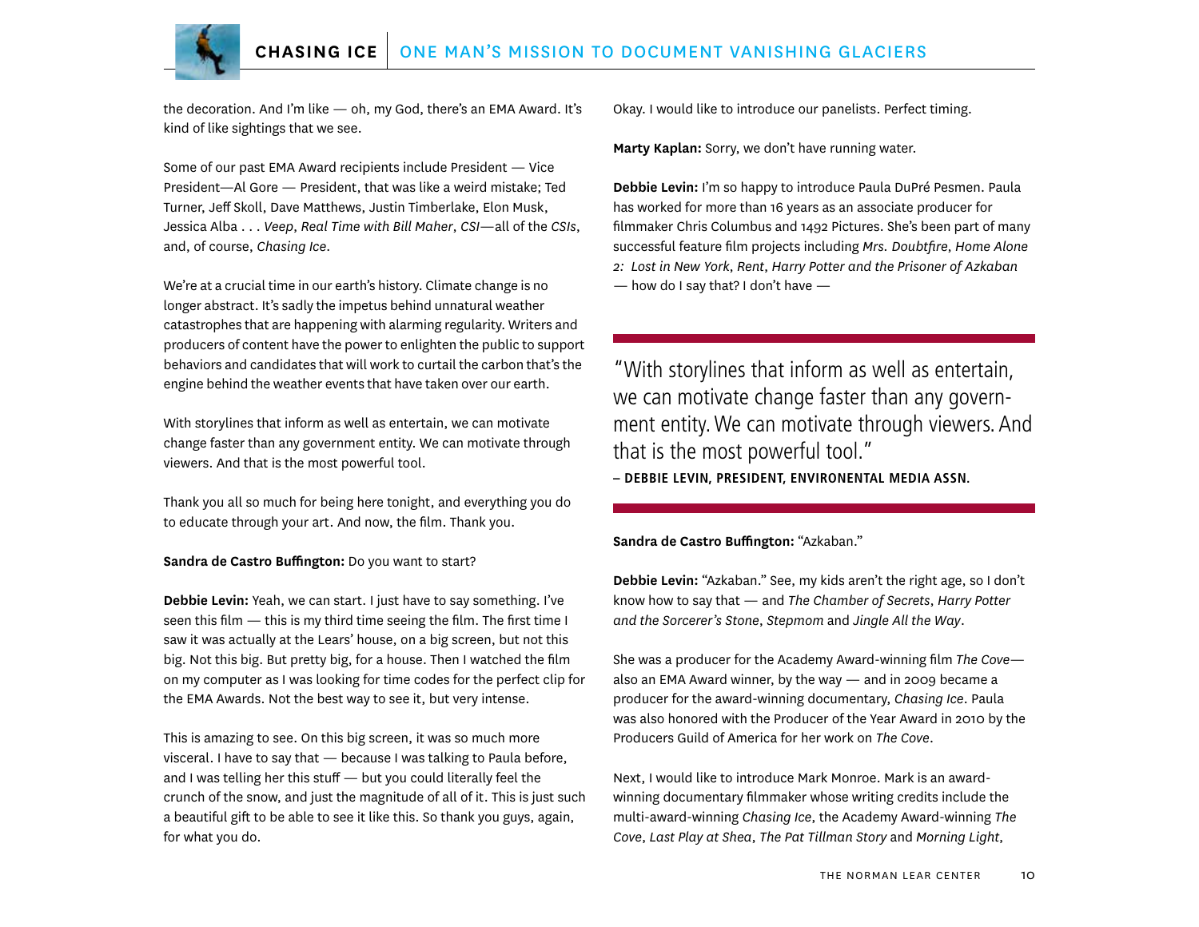the decoration. And I'm like — oh, my God, there's an EMA Award. It's kind of like sightings that we see.

Some of our past EMA Award recipients include President — Vice President—Al Gore — President, that was like a weird mistake; Ted Turner, Jeff Skoll, Dave Matthews, Justin Timberlake, Elon Musk, Jessica Alba . . . *Veep*, *Real Time with Bill Maher*, *CSI*—all of the *CSIs*, and, of course, *Chasing Ice*.

We're at a crucial time in our earth's history. Climate change is no longer abstract. It's sadly the impetus behind unnatural weather catastrophes that are happening with alarming regularity. Writers and producers of content have the power to enlighten the public to support behaviors and candidates that will work to curtail the carbon that's the engine behind the weather events that have taken over our earth.

With storylines that inform as well as entertain, we can motivate change faster than any government entity. We can motivate through viewers. And that is the most powerful tool.

Thank you all so much for being here tonight, and everything you do to educate through your art. And now, the film. Thank you.

**Sandra de Castro Buffington:** Do you want to start?

**Debbie Levin:** Yeah, we can start. I just have to say something. I've seen this film — this is my third time seeing the film. The first time I saw it was actually at the Lears' house, on a big screen, but not this big. Not this big. But pretty big, for a house. Then I watched the film on my computer as I was looking for time codes for the perfect clip for the EMA Awards. Not the best way to see it, but very intense.

This is amazing to see. On this big screen, it was so much more visceral. I have to say that — because I was talking to Paula before, and I was telling her this stuff — but you could literally feel the crunch of the snow, and just the magnitude of all of it. This is just such a beautiful gift to be able to see it like this. So thank you guys, again, for what you do.

Okay. I would like to introduce our panelists. Perfect timing.

**Marty Kaplan:** Sorry, we don't have running water.

**Debbie Levin:** I'm so happy to introduce Paula DuPré Pesmen. Paula has worked for more than 16 years as an associate producer for filmmaker Chris Columbus and 1492 Pictures. She's been part of many successful feature film projects including *Mrs. Doubtfire*, *Home Alone 2: Lost in New York*, *Rent*, *Harry Potter and the Prisoner of Azkaban* — how do I say that? I don't have —

> "With storylines that inform as well as entertain, we can motivate change faster than any government entity. We can motivate through viewers. And that is the most powerful tool."
>
> **– DEBBIE LEVIN, PRESIDENT, ENVIRONENTAL MEDIA ASSN.**

**Sandra de Castro Buffington:** "Azkaban."

**Debbie Levin:** "Azkaban." See, my kids aren't the right age, so I don't know how to say that — and *The Chamber of Secrets*, *Harry Potter and the Sorcerer's Stone*, *Stepmom* and *Jingle All the Way*.

She was a producer for the Academy Award-winning film *The Cove*— also an EMA Award winner, by the way — and in 2009 became a producer for the award-winning documentary, *Chasing Ice*. Paula was also honored with the Producer of the Year Award in 2010 by the Producers Guild of America for her work on *The Cove*.

Next, I would like to introduce Mark Monroe. Mark is an award-winning documentary filmmaker whose writing credits include the multi-award-winning *Chasing Ice*, the Academy Award-winning *The Cove*, *Last Play at Shea*, *The Pat Tillman Story* and *Morning Light*,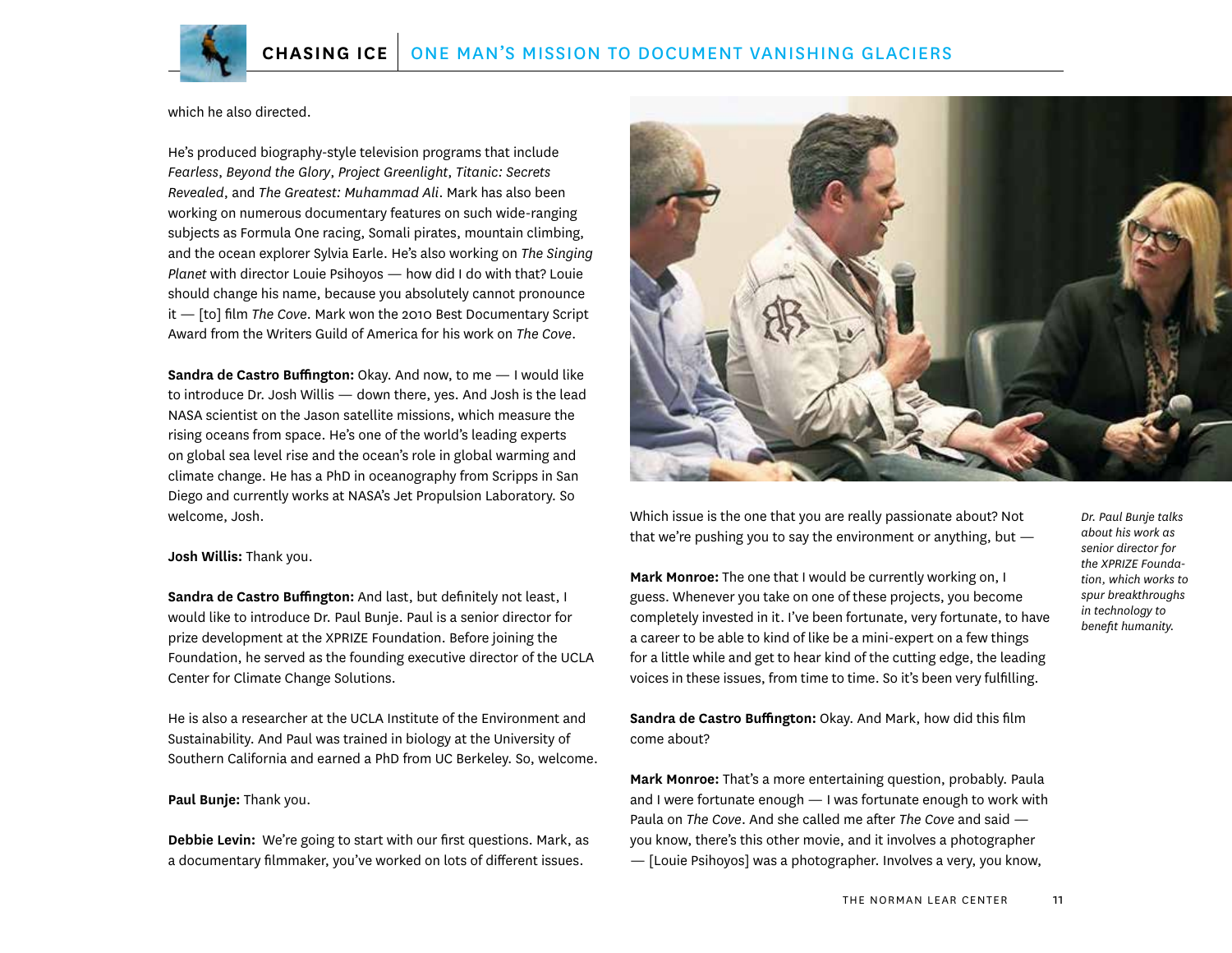which he also directed.

He's produced biography-style television programs that include *Fearless*, *Beyond the Glory*, *Project Greenlight*, *Titanic: Secrets Revealed*, and *The Greatest: Muhammad Ali*. Mark has also been working on numerous documentary features on such wide-ranging subjects as Formula One racing, Somali pirates, mountain climbing, and the ocean explorer Sylvia Earle. He's also working on *The Singing Planet* with director Louie Psihoyos — how did I do with that? Louie should change his name, because you absolutely cannot pronounce it — [to] film *The Cove*. Mark won the 2010 Best Documentary Script Award from the Writers Guild of America for his work on *The Cove*.

**Sandra de Castro Buffington:** Okay. And now, to me — I would like to introduce Dr. Josh Willis — down there, yes. And Josh is the lead NASA scientist on the Jason satellite missions, which measure the rising oceans from space. He's one of the world's leading experts on global sea level rise and the ocean's role in global warming and climate change. He has a PhD in oceanography from Scripps in San Diego and currently works at NASA's Jet Propulsion Laboratory. So welcome, Josh.

**Josh Willis:** Thank you.

**Sandra de Castro Buffington:** And last, but definitely not least, I would like to introduce Dr. Paul Bunje. Paul is a senior director for prize development at the XPRIZE Foundation. Before joining the Foundation, he served as the founding executive director of the UCLA Center for Climate Change Solutions.

He is also a researcher at the UCLA Institute of the Environment and Sustainability. And Paul was trained in biology at the University of Southern California and earned a PhD from UC Berkeley. So, welcome.

**Paul Bunje:** Thank you.

**Debbie Levin:** We're going to start with our first questions. Mark, as a documentary filmmaker, you've worked on lots of different issues. Which issue is the one that you are really passionate about? Not that we're pushing you to say the environment or anything, but —

*Dr. Paul Bunje talks about his work as senior director for the XPRIZE Foundation, which works to spur breakthroughs in technology to benefit humanity.*

**Mark Monroe:** The one that I would be currently working on, I guess. Whenever you take on one of these projects, you become completely invested in it. I've been fortunate, very fortunate, to have a career to be able to kind of like be a mini-expert on a few things for a little while and get to hear kind of the cutting edge, the leading voices in these issues, from time to time. So it's been very fulfilling.

**Sandra de Castro Buffington:** Okay. And Mark, how did this film come about?

**Mark Monroe:** That's a more entertaining question, probably. Paula and I were fortunate enough — I was fortunate enough to work with Paula on *The Cove*. And she called me after *The Cove* and said — you know, there's this other movie, and it involves a photographer — [Louie Psihoyos] was a photographer. Involves a very, you know,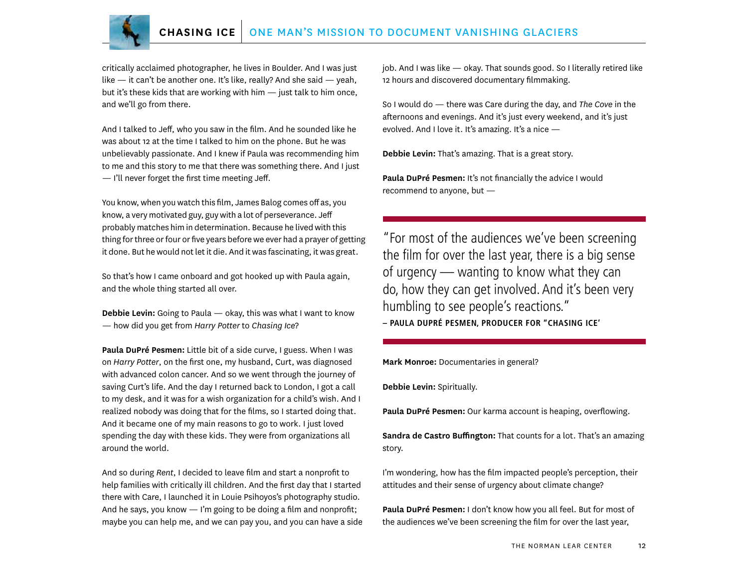critically acclaimed photographer, he lives in Boulder. And I was just like — it can't be another one. It's like, really? And she said — yeah, but it's these kids that are working with him — just talk to him once, and we'll go from there.

And I talked to Jeff, who you saw in the film. And he sounded like he was about 12 at the time I talked to him on the phone. But he was unbelievably passionate. And I knew if Paula was recommending him to me and this story to me that there was something there. And I just — I'll never forget the first time meeting Jeff.

You know, when you watch this film, James Balog comes off as, you know, a very motivated guy, guy with a lot of perseverance. Jeff probably matches him in determination. Because he lived with this thing for three or four or five years before we ever had a prayer of getting it done. But he would not let it die. And it was fascinating, it was great.

So that's how I came onboard and got hooked up with Paula again, and the whole thing started all over.

**Debbie Levin:** Going to Paula — okay, this was what I want to know — how did you get from *Harry Potter* to *Chasing Ice*?

**Paula DuPré Pesmen:** Little bit of a side curve, I guess. When I was on *Harry Potter*, on the first one, my husband, Curt, was diagnosed with advanced colon cancer. And so we went through the journey of saving Curt's life. And the day I returned back to London, I got a call to my desk, and it was for a wish organization for a child's wish. And I realized nobody was doing that for the films, so I started doing that. And it became one of my main reasons to go to work. I just loved spending the day with these kids. They were from organizations all around the world.

And so during *Rent*, I decided to leave film and start a nonprofit to help families with critically ill children. And the first day that I started there with Care, I launched it in Louie Psihoyos's photography studio. And he says, you know — I'm going to be doing a film and nonprofit; maybe you can help me, and we can pay you, and you can have a side job. And I was like — okay. That sounds good. So I literally retired like 12 hours and discovered documentary filmmaking.

So I would do — there was Care during the day, and *The Cove* in the afternoons and evenings. And it's just every weekend, and it's just evolved. And I love it. It's amazing. It's a nice —

**Debbie Levin:** That's amazing. That is a great story.

**Paula DuPré Pesmen:** It's not financially the advice I would recommend to anyone, but —

> "For most of the audiences we've been screening the film for over the last year, there is a big sense of urgency — wanting to know what they can do, how they can get involved. And it's been very humbling to see people's reactions."
>
> **– PAULA DUPRÉ PESMEN, PRODUCER FOR "CHASING ICE'**

**Mark Monroe:** Documentaries in general?

**Debbie Levin:** Spiritually.

**Paula DuPré Pesmen:** Our karma account is heaping, overflowing.

**Sandra de Castro Buffington:** That counts for a lot. That's an amazing story.

I'm wondering, how has the film impacted people's perception, their attitudes and their sense of urgency about climate change?

**Paula DuPré Pesmen:** I don't know how you all feel. But for most of the audiences we've been screening the film for over the last year,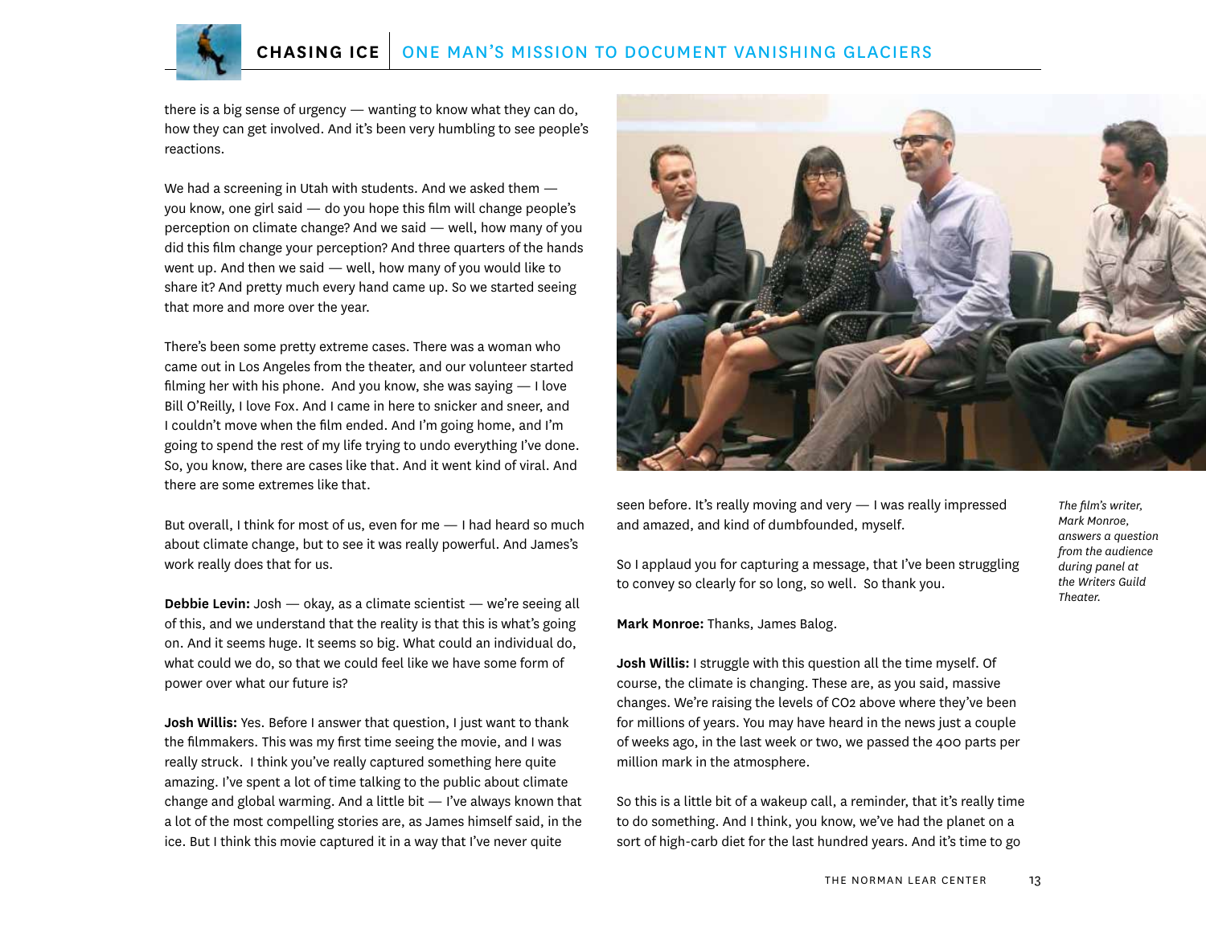there is a big sense of urgency — wanting to know what they can do, how they can get involved. And it's been very humbling to see people's reactions.

We had a screening in Utah with students. And we asked them — you know, one girl said — do you hope this film will change people's perception on climate change? And we said — well, how many of you did this film change your perception? And three quarters of the hands went up. And then we said — well, how many of you would like to share it? And pretty much every hand came up. So we started seeing that more and more over the year.

There's been some pretty extreme cases. There was a woman who came out in Los Angeles from the theater, and our volunteer started filming her with his phone. And you know, she was saying — I love Bill O'Reilly, I love Fox. And I came in here to snicker and sneer, and I couldn't move when the film ended. And I'm going home, and I'm going to spend the rest of my life trying to undo everything I've done. So, you know, there are cases like that. And it went kind of viral. And there are some extremes like that.

But overall, I think for most of us, even for me — I had heard so much about climate change, but to see it was really powerful. And James's work really does that for us.

**Debbie Levin:** Josh — okay, as a climate scientist — we're seeing all of this, and we understand that the reality is that this is what's going on. And it seems huge. It seems so big. What could an individual do, what could we do, so that we could feel like we have some form of power over what our future is?

**Josh Willis:** Yes. Before I answer that question, I just want to thank the filmmakers. This was my first time seeing the movie, and I was really struck. I think you've really captured something here quite amazing. I've spent a lot of time talking to the public about climate change and global warming. And a little bit — I've always known that a lot of the most compelling stories are, as James himself said, in the ice. But I think this movie captured it in a way that I've never quite seen before. It's really moving and very — I was really impressed and amazed, and kind of dumbfounded, myself.

*The film's writer, Mark Monroe, answers a question from the audience during panel at the Writers Guild Theater.*

So I applaud you for capturing a message, that I've been struggling to convey so clearly for so long, so well. So thank you.

**Mark Monroe:** Thanks, James Balog.

**Josh Willis:** I struggle with this question all the time myself. Of course, the climate is changing. These are, as you said, massive changes. We're raising the levels of $CO_2$ above where they've been for millions of years. You may have heard in the news just a couple of weeks ago, in the last week or two, we passed the 400 parts per million mark in the atmosphere.

So this is a little bit of a wakeup call, a reminder, that it's really time to do something. And I think, you know, we've had the planet on a sort of high-carb diet for the last hundred years. And it's time to go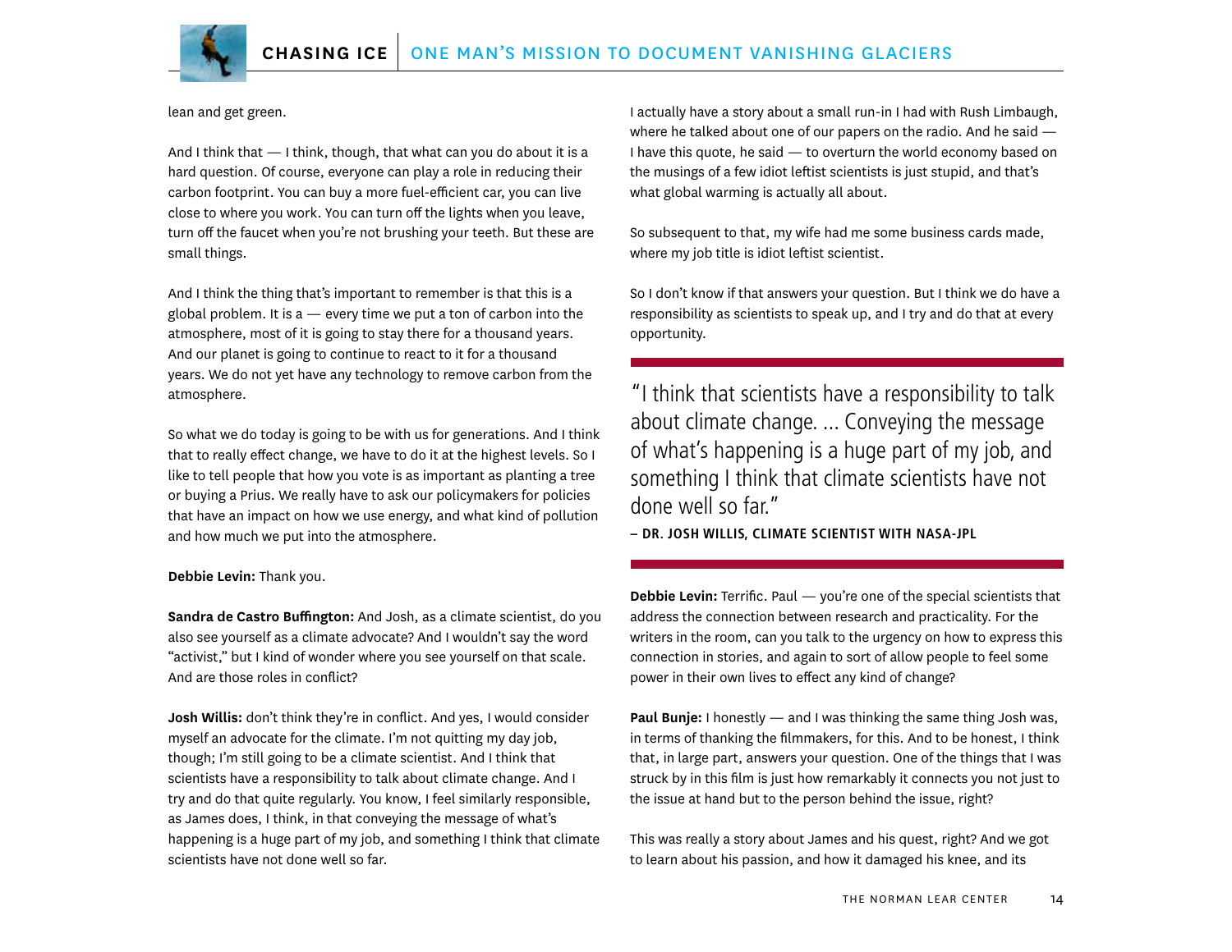lean and get green.

And I think that — I think, though, that what can you do about it is a hard question. Of course, everyone can play a role in reducing their carbon footprint. You can buy a more fuel-efficient car, you can live close to where you work. You can turn off the lights when you leave, turn off the faucet when you're not brushing your teeth. But these are small things.

And I think the thing that's important to remember is that this is a global problem. It is a — every time we put a ton of carbon into the atmosphere, most of it is going to stay there for a thousand years. And our planet is going to continue to react to it for a thousand years. We do not yet have any technology to remove carbon from the atmosphere.

So what we do today is going to be with us for generations. And I think that to really effect change, we have to do it at the highest levels. So I like to tell people that how you vote is as important as planting a tree or buying a Prius. We really have to ask our policymakers for policies that have an impact on how we use energy, and what kind of pollution and how much we put into the atmosphere.

**Debbie Levin:** Thank you.

**Sandra de Castro Buffington:** And Josh, as a climate scientist, do you also see yourself as a climate advocate? And I wouldn't say the word "activist," but I kind of wonder where you see yourself on that scale. And are those roles in conflict?

**Josh Willis:** don't think they're in conflict. And yes, I would consider myself an advocate for the climate. I'm not quitting my day job, though; I'm still going to be a climate scientist. And I think that scientists have a responsibility to talk about climate change. And I try and do that quite regularly. You know, I feel similarly responsible, as James does, I think, in that conveying the message of what's happening is a huge part of my job, and something I think that climate scientists have not done well so far.

I actually have a story about a small run-in I had with Rush Limbaugh, where he talked about one of our papers on the radio. And he said — I have this quote, he said — to overturn the world economy based on the musings of a few idiot leftist scientists is just stupid, and that's what global warming is actually all about.

So subsequent to that, my wife had me some business cards made, where my job title is idiot leftist scientist.

So I don't know if that answers your question. But I think we do have a responsibility as scientists to speak up, and I try and do that at every opportunity.

> "I think that scientists have a responsibility to talk about climate change. ... Conveying the message of what's happening is a huge part of my job, and something I think that climate scientists have not done well so far."
>
> **– DR. JOSH WILLIS, CLIMATE SCIENTIST WITH NASA-JPL**

**Debbie Levin:** Terrific. Paul — you're one of the special scientists that address the connection between research and practicality. For the writers in the room, can you talk to the urgency on how to express this connection in stories, and again to sort of allow people to feel some power in their own lives to effect any kind of change?

**Paul Bunje:** I honestly — and I was thinking the same thing Josh was, in terms of thanking the filmmakers, for this. And to be honest, I think that, in large part, answers your question. One of the things that I was struck by in this film is just how remarkably it connects you not just to the issue at hand but to the person behind the issue, right?

This was really a story about James and his quest, right? And we got to learn about his passion, and how it damaged his knee, and its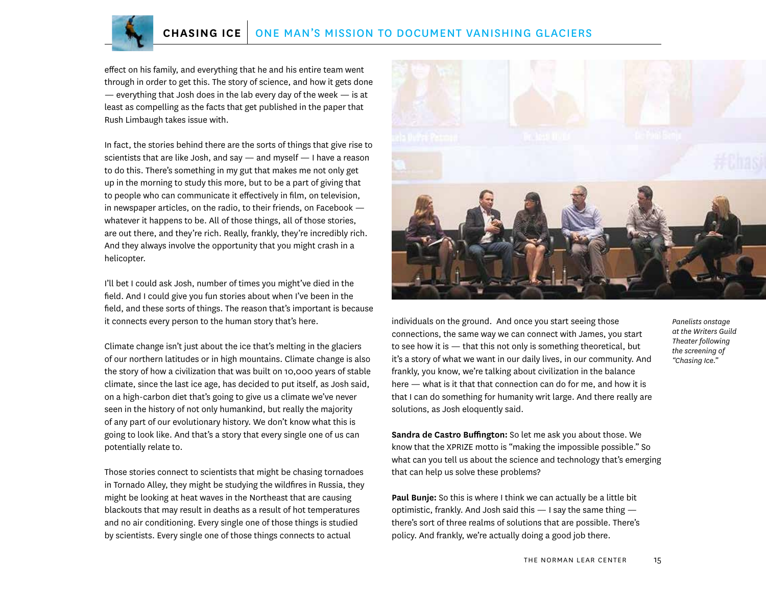effect on his family, and everything that he and his entire team went through in order to get this. The story of science, and how it gets done — everything that Josh does in the lab every day of the week — is at least as compelling as the facts that get published in the paper that Rush Limbaugh takes issue with.

In fact, the stories behind there are the sorts of things that give rise to scientists that are like Josh, and say — and myself — I have a reason to do this. There's something in my gut that makes me not only get up in the morning to study this more, but to be a part of giving that to people who can communicate it effectively in film, on television, in newspaper articles, on the radio, to their friends, on Facebook — whatever it happens to be. All of those things, all of those stories, are out there, and they're rich. Really, frankly, they're incredibly rich. And they always involve the opportunity that you might crash in a helicopter.

I'll bet I could ask Josh, number of times you might've died in the field. And I could give you fun stories about when I've been in the field, and these sorts of things. The reason that's important is because it connects every person to the human story that's here.

Climate change isn't just about the ice that's melting in the glaciers of our northern latitudes or in high mountains. Climate change is also the story of how a civilization that was built on 10,000 years of stable climate, since the last ice age, has decided to put itself, as Josh said, on a high-carbon diet that's going to give us a climate we've never seen in the history of not only humankind, but really the majority of any part of our evolutionary history. We don't know what this is going to look like. And that's a story that every single one of us can potentially relate to.

Those stories connect to scientists that might be chasing tornadoes in Tornado Alley, they might be studying the wildfires in Russia, they might be looking at heat waves in the Northeast that are causing blackouts that may result in deaths as a result of hot temperatures and no air conditioning. Every single one of those things is studied by scientists. Every single one of those things connects to actual individuals on the ground. And once you start seeing those connections, the same way we can connect with James, you start to see how it is — that this not only is something theoretical, but it's a story of what we want in our daily lives, in our community. And frankly, you know, we're talking about civilization in the balance here — what is it that that connection can do for me, and how it is that I can do something for humanity writ large. And there really are solutions, as Josh eloquently said.

*Panelists onstage at the Writers Guild Theater following the screening of "Chasing Ice."*

**Sandra de Castro Buffington:** So let me ask you about those. We know that the XPRIZE motto is "making the impossible possible." So what can you tell us about the science and technology that's emerging that can help us solve these problems?

**Paul Bunje:** So this is where I think we can actually be a little bit optimistic, frankly. And Josh said this — I say the same thing — there's sort of three realms of solutions that are possible. There's policy. And frankly, we're actually doing a good job there.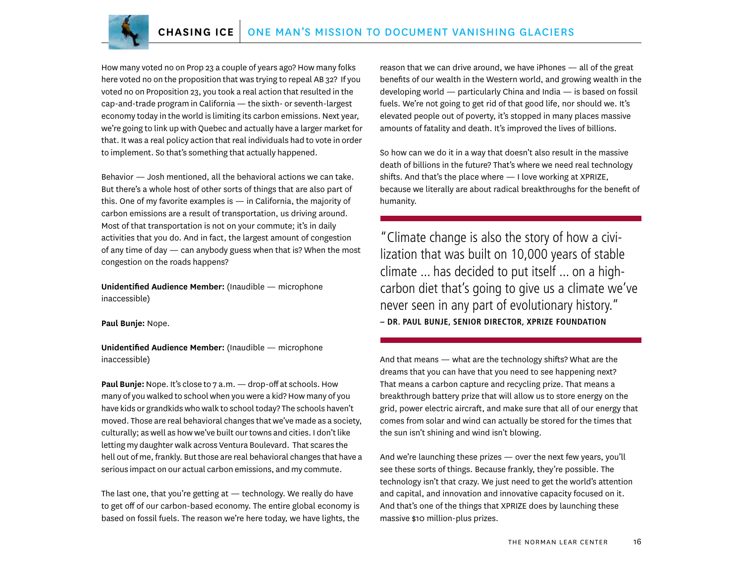How many voted no on Prop 23 a couple of years ago? How many folks here voted no on the proposition that was trying to repeal AB 32? If you voted no on Proposition 23, you took a real action that resulted in the cap-and-trade program in California — the sixth- or seventh-largest economy today in the world is limiting its carbon emissions. Next year, we're going to link up with Quebec and actually have a larger market for that. It was a real policy action that real individuals had to vote in order to implement. So that's something that actually happened.

Behavior — Josh mentioned, all the behavioral actions we can take. But there's a whole host of other sorts of things that are also part of this. One of my favorite examples is — in California, the majority of carbon emissions are a result of transportation, us driving around. Most of that transportation is not on your commute; it's in daily activities that you do. And in fact, the largest amount of congestion of any time of day — can anybody guess when that is? When the most congestion on the roads happens?

**Unidentified Audience Member:** (Inaudible — microphone inaccessible)

**Paul Bunje:** Nope.

**Unidentified Audience Member:** (Inaudible — microphone inaccessible)

**Paul Bunje:** Nope. It's close to 7 a.m. — drop-off at schools. How many of you walked to school when you were a kid? How many of you have kids or grandkids who walk to school today? The schools haven't moved. Those are real behavioral changes that we've made as a society, culturally; as well as how we've built our towns and cities. I don't like letting my daughter walk across Ventura Boulevard. That scares the hell out of me, frankly. But those are real behavioral changes that have a serious impact on our actual carbon emissions, and my commute.

The last one, that you're getting at — technology. We really do have to get off of our carbon-based economy. The entire global economy is based on fossil fuels. The reason we're here today, we have lights, the reason that we can drive around, we have iPhones — all of the great benefits of our wealth in the Western world, and growing wealth in the developing world — particularly China and India — is based on fossil fuels. We're not going to get rid of that good life, nor should we. It's elevated people out of poverty, it's stopped in many places massive amounts of fatality and death. It's improved the lives of billions.

So how can we do it in a way that doesn't also result in the massive death of billions in the future? That's where we need real technology shifts. And that's the place where — I love working at XPRIZE, because we literally are about radical breakthroughs for the benefit of humanity.

> "Climate change is also the story of how a civilization that was built on 10,000 years of stable climate ... has decided to put itself ... on a high-carbon diet that's going to give us a climate we've never seen in any part of evolutionary history."
> – **DR. PAUL BUNJE, SENIOR DIRECTOR, XPRIZE FOUNDATION**

And that means — what are the technology shifts? What are the dreams that you can have that you need to see happening next? That means a carbon capture and recycling prize. That means a breakthrough battery prize that will allow us to store energy on the grid, power electric aircraft, and make sure that all of our energy that comes from solar and wind can actually be stored for the times that the sun isn't shining and wind isn't blowing.

And we're launching these prizes — over the next few years, you'll see these sorts of things. Because frankly, they're possible. The technology isn't that crazy. We just need to get the world's attention and capital, and innovation and innovative capacity focused on it. And that's one of the things that XPRIZE does by launching these massive $10 million-plus prizes.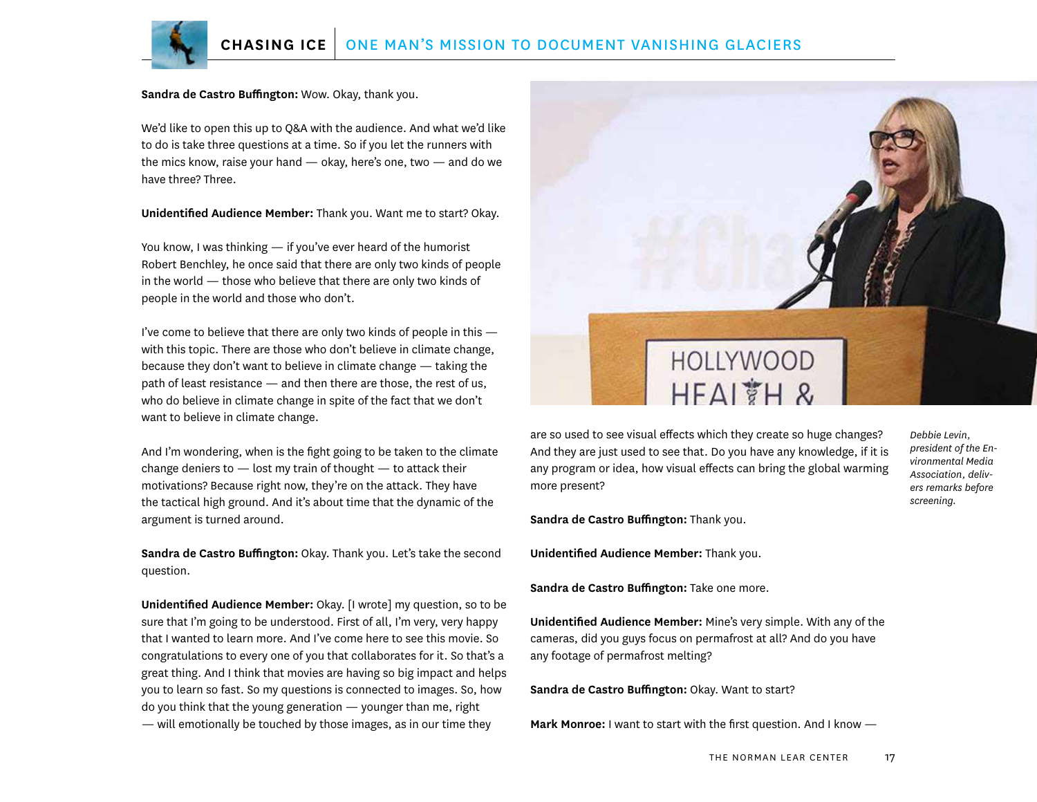**Sandra de Castro Buffington:** Wow. Okay, thank you.

We'd like to open this up to Q&A with the audience. And what we'd like to do is take three questions at a time. So if you let the runners with the mics know, raise your hand — okay, here's one, two — and do we have three? Three.

**Unidentified Audience Member:** Thank you. Want me to start? Okay.

You know, I was thinking — if you've ever heard of the humorist Robert Benchley, he once said that there are only two kinds of people in the world — those who believe that there are only two kinds of people in the world and those who don't.

I've come to believe that there are only two kinds of people in this — with this topic. There are those who don't believe in climate change, because they don't want to believe in climate change — taking the path of least resistance — and then there are those, the rest of us, who do believe in climate change in spite of the fact that we don't want to believe in climate change.

And I'm wondering, when is the fight going to be taken to the climate change deniers to — lost my train of thought — to attack their motivations? Because right now, they're on the attack. They have the tactical high ground. And it's about time that the dynamic of the argument is turned around.

**Sandra de Castro Buffington:** Okay. Thank you. Let's take the second question.

**Unidentified Audience Member:** Okay. [I wrote] my question, so to be sure that I'm going to be understood. First of all, I'm very, very happy that I wanted to learn more. And I've come here to see this movie. So congratulations to every one of you that collaborates for it. So that's a great thing. And I think that movies are having so big impact and helps you to learn so fast. So my questions is connected to images. So, how do you think that the young generation — younger than me, right — will emotionally be touched by those images, as in our time they are so used to see visual effects which they create so huge changes? And they are just used to see that. Do you have any knowledge, if it is any program or idea, how visual effects can bring the global warming more present?

*Debbie Levin, president of the Environmental Media Association, delivers remarks before screening.*

**Sandra de Castro Buffington:** Thank you.

**Unidentified Audience Member:** Thank you.

**Sandra de Castro Buffington:** Take one more.

**Unidentified Audience Member:** Mine's very simple. With any of the cameras, did you guys focus on permafrost at all? And do you have any footage of permafrost melting?

**Sandra de Castro Buffington:** Okay. Want to start?

**Mark Monroe:** I want to start with the first question. And I know —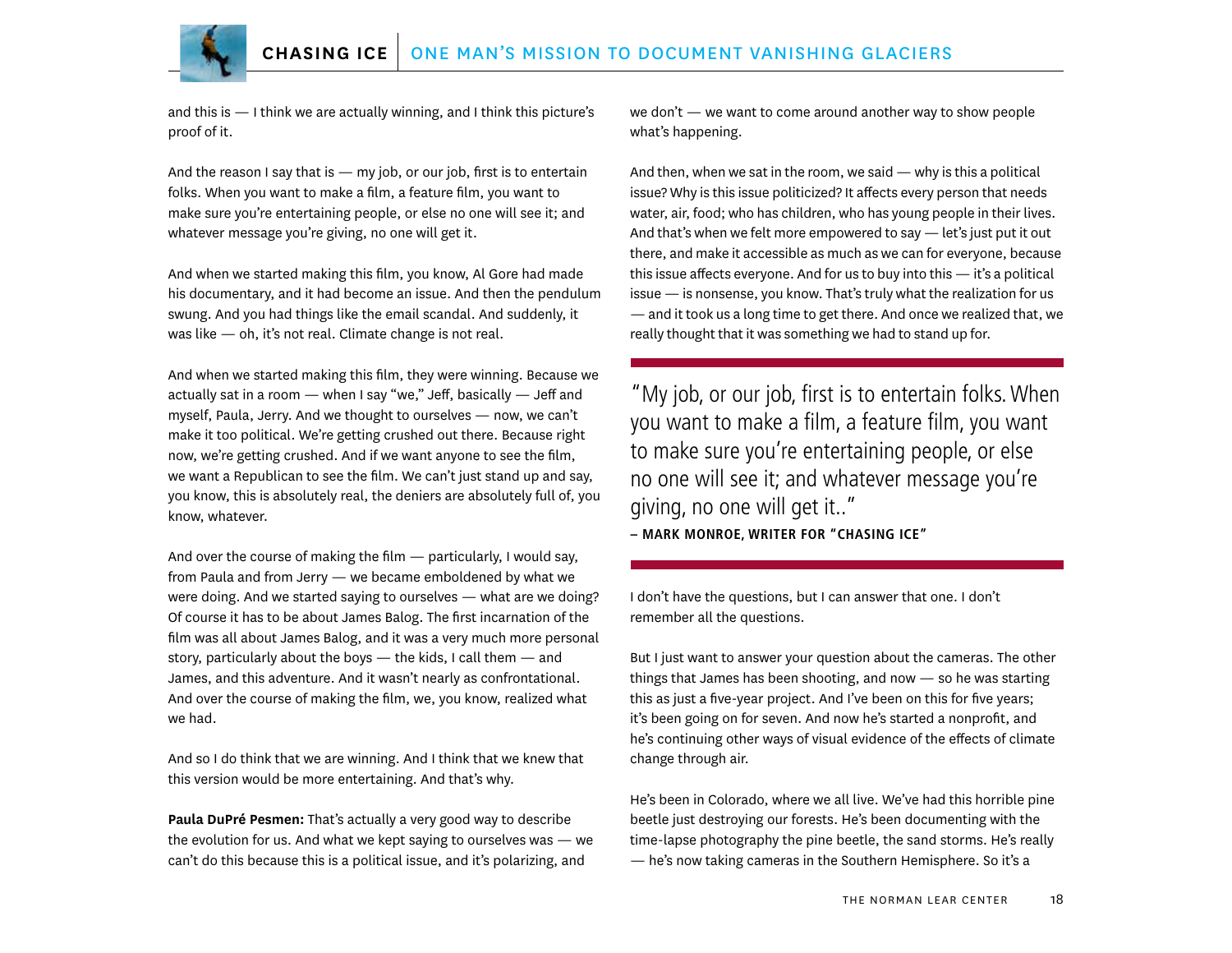and this is — I think we are actually winning, and I think this picture's proof of it.

And the reason I say that is — my job, or our job, first is to entertain folks. When you want to make a film, a feature film, you want to make sure you're entertaining people, or else no one will see it; and whatever message you're giving, no one will get it.

And when we started making this film, you know, Al Gore had made his documentary, and it had become an issue. And then the pendulum swung. And you had things like the email scandal. And suddenly, it was like — oh, it's not real. Climate change is not real.

And when we started making this film, they were winning. Because we actually sat in a room — when I say "we," Jeff, basically — Jeff and myself, Paula, Jerry. And we thought to ourselves — now, we can't make it too political. We're getting crushed out there. Because right now, we're getting crushed. And if we want anyone to see the film, we want a Republican to see the film. We can't just stand up and say, you know, this is absolutely real, the deniers are absolutely full of, you know, whatever.

And over the course of making the film — particularly, I would say, from Paula and from Jerry — we became emboldened by what we were doing. And we started saying to ourselves — what are we doing? Of course it has to be about James Balog. The first incarnation of the film was all about James Balog, and it was a very much more personal story, particularly about the boys — the kids, I call them — and James, and this adventure. And it wasn't nearly as confrontational. And over the course of making the film, we, you know, realized what we had.

And so I do think that we are winning. And I think that we knew that this version would be more entertaining. And that's why.

**Paula DuPré Pesmen:** That's actually a very good way to describe the evolution for us. And what we kept saying to ourselves was — we can't do this because this is a political issue, and it's polarizing, and we don't — we want to come around another way to show people what's happening.

And then, when we sat in the room, we said — why is this a political issue? Why is this issue politicized? It affects every person that needs water, air, food; who has children, who has young people in their lives. And that's when we felt more empowered to say — let's just put it out there, and make it accessible as much as we can for everyone, because this issue affects everyone. And for us to buy into this — it's a political issue — is nonsense, you know. That's truly what the realization for us — and it took us a long time to get there. And once we realized that, we really thought that it was something we had to stand up for.

> "My job, or our job, first is to entertain folks. When you want to make a film, a feature film, you want to make sure you're entertaining people, or else no one will see it; and whatever message you're giving, no one will get it.."
>
> **– MARK MONROE, WRITER FOR "CHASING ICE"**

I don't have the questions, but I can answer that one. I don't remember all the questions.

But I just want to answer your question about the cameras. The other things that James has been shooting, and now — so he was starting this as just a five-year project. And I've been on this for five years; it's been going on for seven. And now he's started a nonprofit, and he's continuing other ways of visual evidence of the effects of climate change through air.

He's been in Colorado, where we all live. We've had this horrible pine beetle just destroying our forests. He's been documenting with the time-lapse photography the pine beetle, the sand storms. He's really — he's now taking cameras in the Southern Hemisphere. So it's a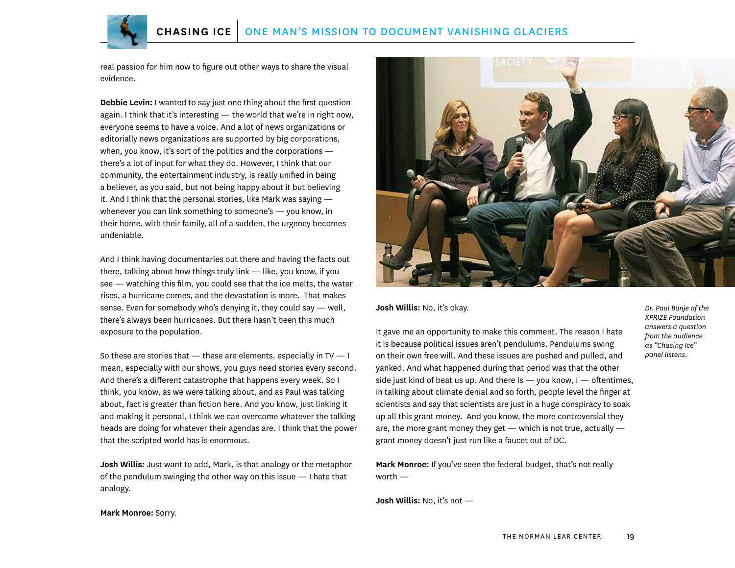real passion for him now to figure out other ways to share the visual evidence.

**Debbie Levin:** I wanted to say just one thing about the first question again. I think that it's interesting — the world that we're in right now, everyone seems to have a voice. And a lot of news organizations or editorially news organizations are supported by big corporations, when, you know, it's sort of the politics and the corporations — there's a lot of input for what they do. However, I think that our community, the entertainment industry, is really unified in being a believer, as you said, but not being happy about it but believing it. And I think that the personal stories, like Mark was saying — whenever you can link something to someone's — you know, in their home, with their family, all of a sudden, the urgency becomes undeniable.

And I think having documentaries out there and having the facts out there, talking about how things truly link — like, you know, if you see — watching this film, you could see that the ice melts, the water rises, a hurricane comes, and the devastation is more. That makes sense. Even for somebody who's denying it, they could say — well, there's always been hurricanes. But there hasn't been this much exposure to the population.

So these are stories that — these are elements, especially in TV — I mean, especially with our shows, you guys need stories every second. And there's a different catastrophe that happens every week. So I think, you know, as we were talking about, and as Paul was talking about, fact is greater than fiction here. And you know, just linking it and making it personal, I think we can overcome whatever the talking heads are doing for whatever their agendas are. I think that the power that the scripted world has is enormous.

**Josh Willis:** Just want to add, Mark, is that analogy or the metaphor of the pendulum swinging the other way on this issue — I hate that analogy.

**Mark Monroe:** Sorry.

*Dr. Paul Bunje of the XPRIZE Foundation answers a question from the audience as "Chasing Ice" panel listens.*

**Josh Willis:** No, it's okay.

It gave me an opportunity to make this comment. The reason I hate it is because political issues aren't pendulums. Pendulums swing on their own free will. And these issues are pushed and pulled, and yanked. And what happened during that period was that the other side just kind of beat us up. And there is — you know, I — oftentimes, in talking about climate denial and so forth, people level the finger at scientists and say that scientists are just in a huge conspiracy to soak up all this grant money. And you know, the more controversial they are, the more grant money they get — which is not true, actually — grant money doesn't just run like a faucet out of DC.

**Mark Monroe:** If you've seen the federal budget, that's not really worth —

**Josh Willis:** No, it's not —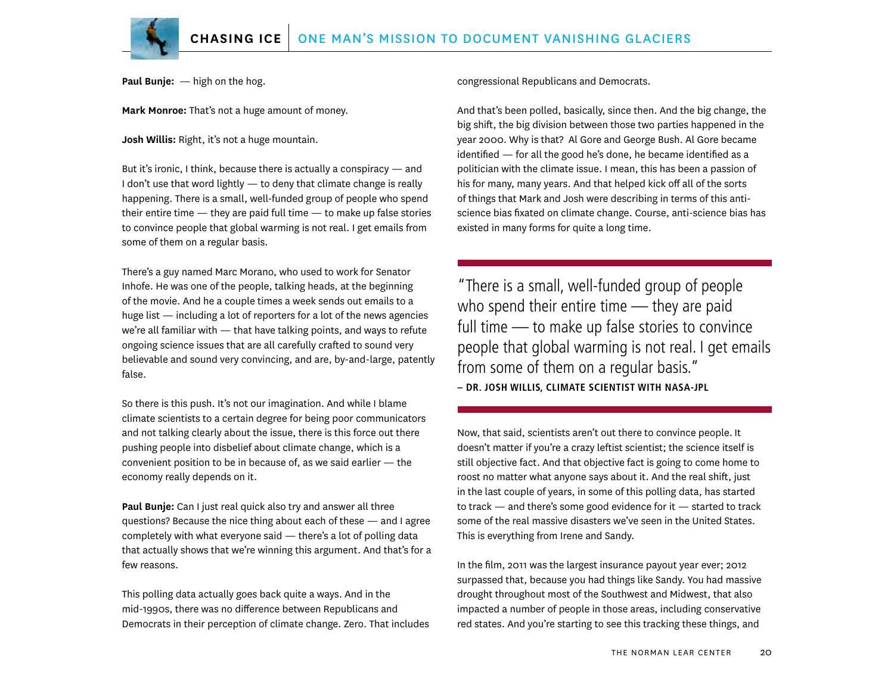**Paul Bunje:** — high on the hog.

**Mark Monroe:** That's not a huge amount of money.

**Josh Willis:** Right, it's not a huge mountain.

But it's ironic, I think, because there is actually a conspiracy — and I don't use that word lightly — to deny that climate change is really happening. There is a small, well-funded group of people who spend their entire time — they are paid full time — to make up false stories to convince people that global warming is not real. I get emails from some of them on a regular basis.

There's a guy named Marc Morano, who used to work for Senator Inhofe. He was one of the people, talking heads, at the beginning of the movie. And he a couple times a week sends out emails to a huge list — including a lot of reporters for a lot of the news agencies we're all familiar with — that have talking points, and ways to refute ongoing science issues that are all carefully crafted to sound very believable and sound very convincing, and are, by-and-large, patently false.

So there is this push. It's not our imagination. And while I blame climate scientists to a certain degree for being poor communicators and not talking clearly about the issue, there is this force out there pushing people into disbelief about climate change, which is a convenient position to be in because of, as we said earlier — the economy really depends on it.

**Paul Bunje:** Can I just real quick also try and answer all three questions? Because the nice thing about each of these — and I agree completely with what everyone said — there's a lot of polling data that actually shows that we're winning this argument. And that's for a few reasons.

This polling data actually goes back quite a ways. And in the mid-1990s, there was no difference between Republicans and Democrats in their perception of climate change. Zero. That includes congressional Republicans and Democrats.

And that's been polled, basically, since then. And the big change, the big shift, the big division between those two parties happened in the year 2000. Why is that? Al Gore and George Bush. Al Gore became identified — for all the good he's done, he became identified as a politician with the climate issue. I mean, this has been a passion of his for many, many years. And that helped kick off all of the sorts of things that Mark and Josh were describing in terms of this anti-science bias fixated on climate change. Course, anti-science bias has existed in many forms for quite a long time.

> "There is a small, well-funded group of people who spend their entire time — they are paid full time — to make up false stories to convince people that global warming is not real. I get emails from some of them on a regular basis."
>
> **– DR. JOSH WILLIS, CLIMATE SCIENTIST WITH NASA-JPL**

Now, that said, scientists aren't out there to convince people. It doesn't matter if you're a crazy leftist scientist; the science itself is still objective fact. And that objective fact is going to come home to roost no matter what anyone says about it. And the real shift, just in the last couple of years, in some of this polling data, has started to track — and there's some good evidence for it — started to track some of the real massive disasters we've seen in the United States. This is everything from Irene and Sandy.

In the film, 2011 was the largest insurance payout year ever; 2012 surpassed that, because you had things like Sandy. You had massive drought throughout most of the Southwest and Midwest, that also impacted a number of people in those areas, including conservative red states. And you're starting to see this tracking these things, and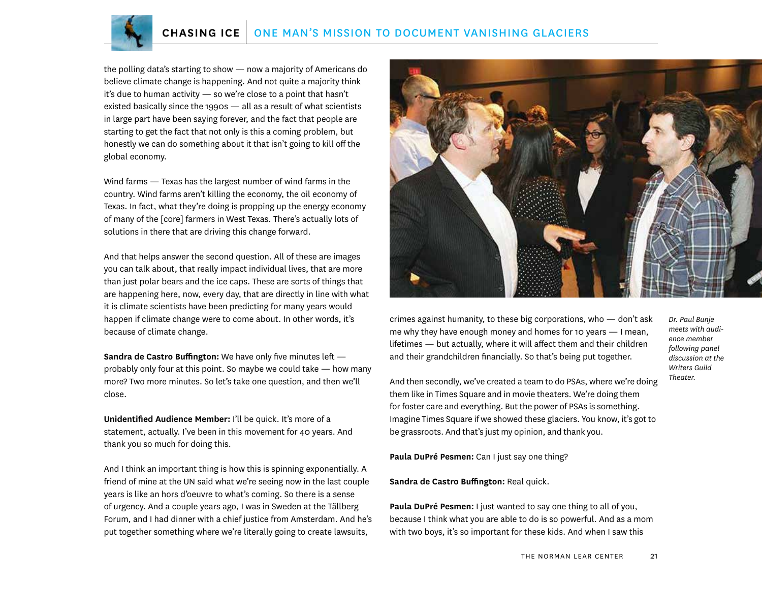the polling data's starting to show — now a majority of Americans do believe climate change is happening. And not quite a majority think it's due to human activity — so we're close to a point that hasn't existed basically since the 1990s — all as a result of what scientists in large part have been saying forever, and the fact that people are starting to get the fact that not only is this a coming problem, but honestly we can do something about it that isn't going to kill off the global economy.

Wind farms — Texas has the largest number of wind farms in the country. Wind farms aren't killing the economy, the oil economy of Texas. In fact, what they're doing is propping up the energy economy of many of the [core] farmers in West Texas. There's actually lots of solutions in there that are driving this change forward.

And that helps answer the second question. All of these are images you can talk about, that really impact individual lives, that are more than just polar bears and the ice caps. These are sorts of things that are happening here, now, every day, that are directly in line with what it is climate scientists have been predicting for many years would happen if climate change were to come about. In other words, it's because of climate change.

**Sandra de Castro Buffington:** We have only five minutes left — probably only four at this point. So maybe we could take — how many more? Two more minutes. So let's take one question, and then we'll close.

**Unidentified Audience Member:** I'll be quick. It's more of a statement, actually. I've been in this movement for 40 years. And thank you so much for doing this.

And I think an important thing is how this is spinning exponentially. A friend of mine at the UN said what we're seeing now in the last couple years is like an hors d'oeuvre to what's coming. So there is a sense of urgency. And a couple years ago, I was in Sweden at the Tällberg Forum, and I had dinner with a chief justice from Amsterdam. And he's put together something where we're literally going to create lawsuits, crimes against humanity, to these big corporations, who — don't ask me why they have enough money and homes for 10 years — I mean, lifetimes — but actually, where it will affect them and their children and their grandchildren financially. So that's being put together.

And then secondly, we've created a team to do PSAs, where we're doing them like in Times Square and in movie theaters. We're doing them for foster care and everything. But the power of PSAs is something. Imagine Times Square if we showed these glaciers. You know, it's got to be grassroots. And that's just my opinion, and thank you.

*Dr. Paul Bunje meets with audience member following panel discussion at the Writers Guild Theater.*

**Paula DuPré Pesmen:** Can I just say one thing?

**Sandra de Castro Buffington:** Real quick.

**Paula DuPré Pesmen:** I just wanted to say one thing to all of you, because I think what you are able to do is so powerful. And as a mom with two boys, it's so important for these kids. And when I saw this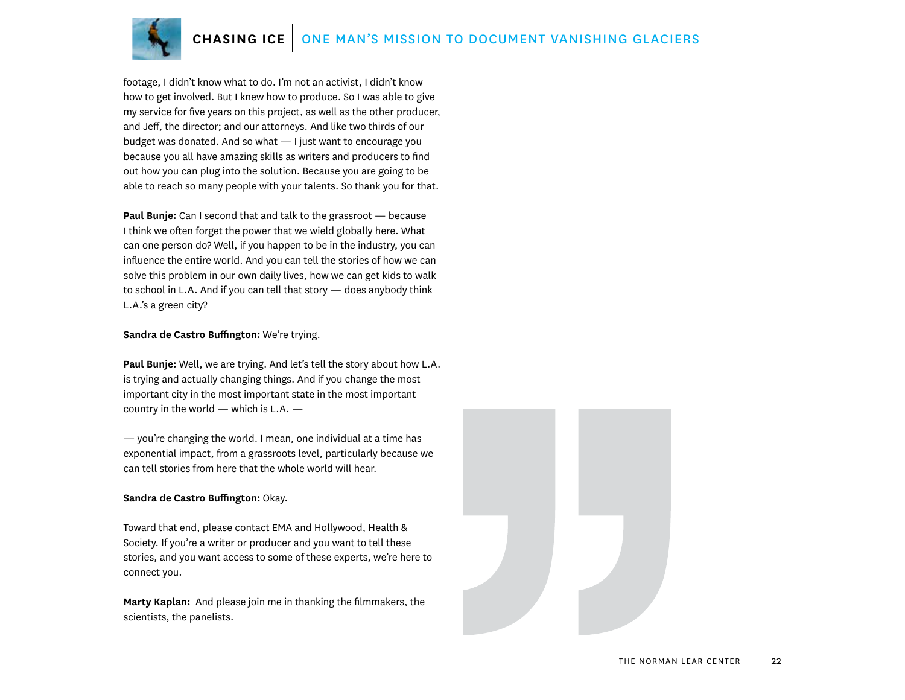footage, I didn't know what to do. I'm not an activist, I didn't know how to get involved. But I knew how to produce. So I was able to give my service for five years on this project, as well as the other producer, and Jeff, the director; and our attorneys. And like two thirds of our budget was donated. And so what — I just want to encourage you because you all have amazing skills as writers and producers to find out how you can plug into the solution. Because you are going to be able to reach so many people with your talents. So thank you for that.

**Paul Bunje:** Can I second that and talk to the grassroot — because I think we often forget the power that we wield globally here. What can one person do? Well, if you happen to be in the industry, you can influence the entire world. And you can tell the stories of how we can solve this problem in our own daily lives, how we can get kids to walk to school in L.A. And if you can tell that story — does anybody think L.A.'s a green city?

**Sandra de Castro Buffington:** We're trying.

**Paul Bunje:** Well, we are trying. And let's tell the story about how L.A. is trying and actually changing things. And if you change the most important city in the most important state in the most important country in the world — which is L.A. —

— you're changing the world. I mean, one individual at a time has exponential impact, from a grassroots level, particularly because we can tell stories from here that the whole world will hear.

**Sandra de Castro Buffington:** Okay.

Toward that end, please contact EMA and Hollywood, Health & Society. If you're a writer or producer and you want to tell these stories, and you want access to some of these experts, we're here to connect you.

**Marty Kaplan:** And please join me in thanking the filmmakers, the scientists, the panelists.